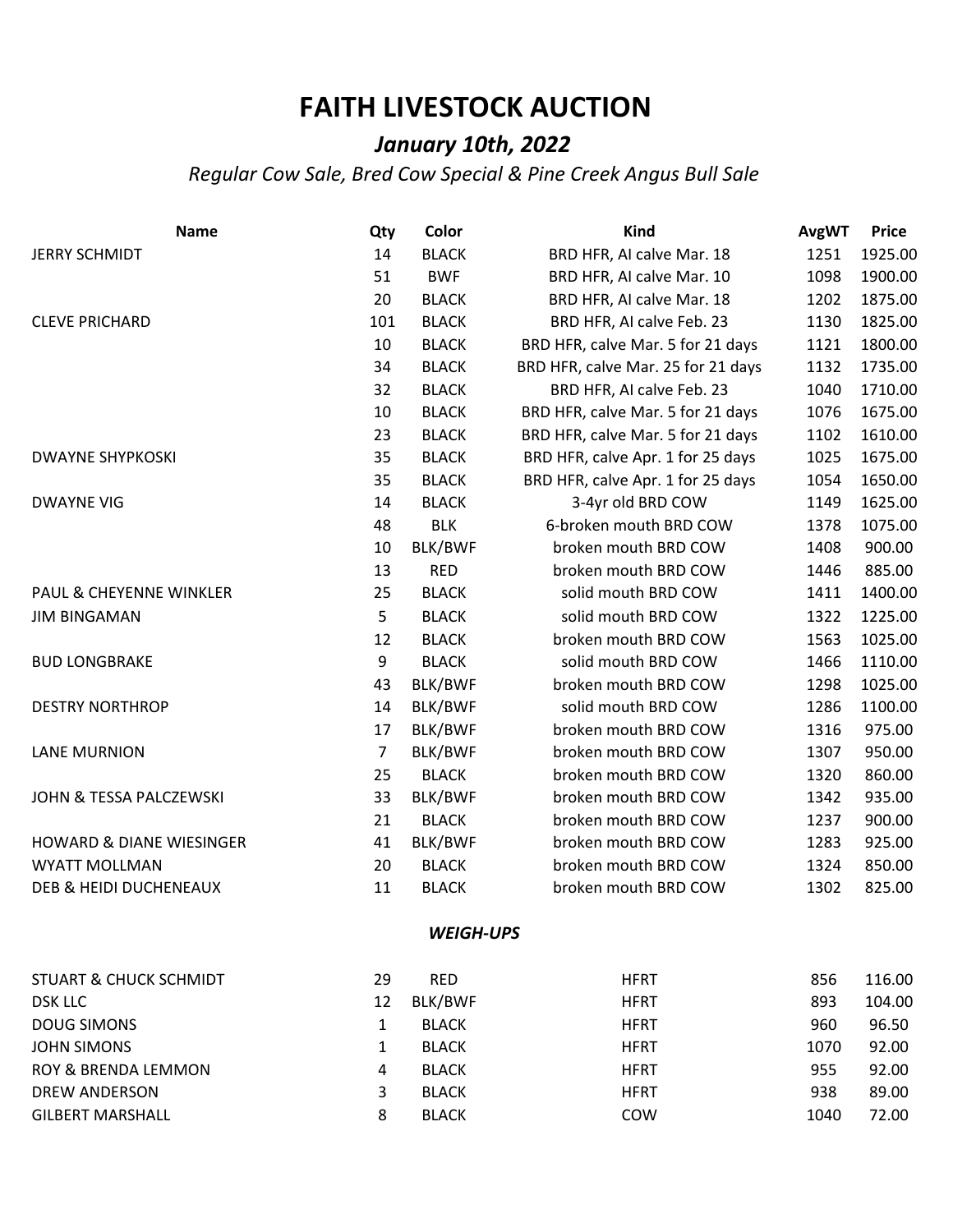# FAITH LIVESTOCK AUCTION

## *January 10th, 2022*

*Regular Cow Sale, Bred Cow Special & Pine Creek Angus Bull Sale*

| Name | Qty | Color | Kind | AvgWT | Price |
|---|---|---|---|---|---|
| JERRY SCHMIDT | 14 | BLACK | BRD HFR, AI calve Mar. 18 | 1251 | 1925.00 |
| | 51 | BWF | BRD HFR, AI calve Mar. 10 | 1098 | 1900.00 |
| | 20 | BLACK | BRD HFR, AI calve Mar. 18 | 1202 | 1875.00 |
| CLEVE PRICHARD | 101 | BLACK | BRD HFR, AI calve Feb. 23 | 1130 | 1825.00 |
| | 10 | BLACK | BRD HFR, calve Mar. 5 for 21 days | 1121 | 1800.00 |
| | 34 | BLACK | BRD HFR, calve Mar. 25 for 21 days | 1132 | 1735.00 |
| | 32 | BLACK | BRD HFR, AI calve Feb. 23 | 1040 | 1710.00 |
| | 10 | BLACK | BRD HFR, calve Mar. 5 for 21 days | 1076 | 1675.00 |
| | 23 | BLACK | BRD HFR, calve Mar. 5 for 21 days | 1102 | 1610.00 |
| DWAYNE SHYPKOSKI | 35 | BLACK | BRD HFR, calve Apr. 1 for 25 days | 1025 | 1675.00 |
| | 35 | BLACK | BRD HFR, calve Apr. 1 for 25 days | 1054 | 1650.00 |
| DWAYNE VIG | 14 | BLACK | 3-4yr old BRD COW | 1149 | 1625.00 |
| | 48 | BLK | 6-broken mouth BRD COW | 1378 | 1075.00 |
| | 10 | BLK/BWF | broken mouth BRD COW | 1408 | 900.00 |
| | 13 | RED | broken mouth BRD COW | 1446 | 885.00 |
| PAUL & CHEYENNE WINKLER | 25 | BLACK | solid mouth BRD COW | 1411 | 1400.00 |
| JIM BINGAMAN | 5 | BLACK | solid mouth BRD COW | 1322 | 1225.00 |
| | 12 | BLACK | broken mouth BRD COW | 1563 | 1025.00 |
| BUD LONGBRAKE | 9 | BLACK | solid mouth BRD COW | 1466 | 1110.00 |
| | 43 | BLK/BWF | broken mouth BRD COW | 1298 | 1025.00 |
| DESTRY NORTHROP | 14 | BLK/BWF | solid mouth BRD COW | 1286 | 1100.00 |
| | 17 | BLK/BWF | broken mouth BRD COW | 1316 | 975.00 |
| LANE MURNION | 7 | BLK/BWF | broken mouth BRD COW | 1307 | 950.00 |
| | 25 | BLACK | broken mouth BRD COW | 1320 | 860.00 |
| JOHN & TESSA PALCZEWSKI | 33 | BLK/BWF | broken mouth BRD COW | 1342 | 935.00 |
| | 21 | BLACK | broken mouth BRD COW | 1237 | 900.00 |
| HOWARD & DIANE WIESINGER | 41 | BLK/BWF | broken mouth BRD COW | 1283 | 925.00 |
| WYATT MOLLMAN | 20 | BLACK | broken mouth BRD COW | 1324 | 850.00 |
| DEB & HEIDI DUCHENEAUX | 11 | BLACK | broken mouth BRD COW | 1302 | 825.00 |

***WEIGH-UPS***

| Name | Qty | Color | Kind | AvgWT | Price |
|---|---|---|---|---|---|
| STUART & CHUCK SCHMIDT | 29 | RED | HFRT | 856 | 116.00 |
| DSK LLC | 12 | BLK/BWF | HFRT | 893 | 104.00 |
| DOUG SIMONS | 1 | BLACK | HFRT | 960 | 96.50 |
| JOHN SIMONS | 1 | BLACK | HFRT | 1070 | 92.00 |
| ROY & BRENDA LEMMON | 4 | BLACK | HFRT | 955 | 92.00 |
| DREW ANDERSON | 3 | BLACK | HFRT | 938 | 89.00 |
| GILBERT MARSHALL | 8 | BLACK | COW | 1040 | 72.00 |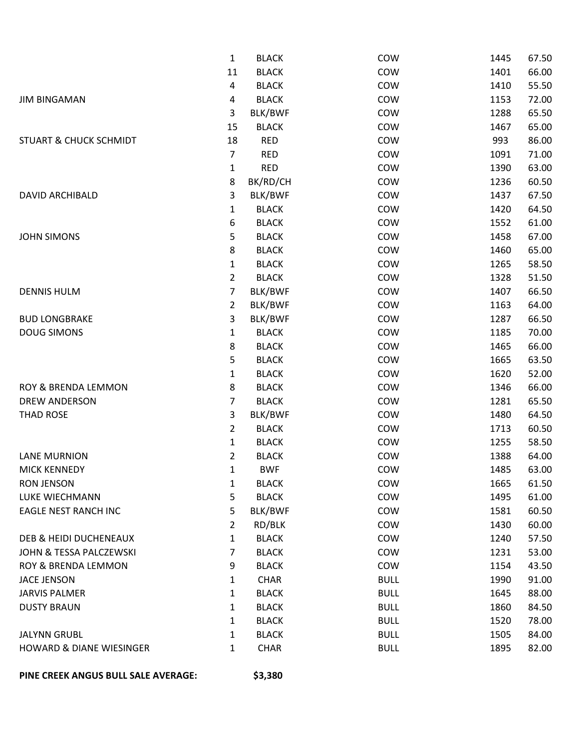| | | | | | |
|---|---|---|---|---|---|
| | 1 | BLACK | COW | 1445 | 67.50 |
| | 11 | BLACK | COW | 1401 | 66.00 |
| | 4 | BLACK | COW | 1410 | 55.50 |
| JIM BINGAMAN | 4 | BLACK | COW | 1153 | 72.00 |
| | 3 | BLK/BWF | COW | 1288 | 65.50 |
| | 15 | BLACK | COW | 1467 | 65.00 |
| STUART & CHUCK SCHMIDT | 18 | RED | COW | 993 | 86.00 |
| | 7 | RED | COW | 1091 | 71.00 |
| | 1 | RED | COW | 1390 | 63.00 |
| | 8 | BK/RD/CH | COW | 1236 | 60.50 |
| DAVID ARCHIBALD | 3 | BLK/BWF | COW | 1437 | 67.50 |
| | 1 | BLACK | COW | 1420 | 64.50 |
| | 6 | BLACK | COW | 1552 | 61.00 |
| JOHN SIMONS | 5 | BLACK | COW | 1458 | 67.00 |
| | 8 | BLACK | COW | 1460 | 65.00 |
| | 1 | BLACK | COW | 1265 | 58.50 |
| | 2 | BLACK | COW | 1328 | 51.50 |
| DENNIS HULM | 7 | BLK/BWF | COW | 1407 | 66.50 |
| | 2 | BLK/BWF | COW | 1163 | 64.00 |
| BUD LONGBRAKE | 3 | BLK/BWF | COW | 1287 | 66.50 |
| DOUG SIMONS | 1 | BLACK | COW | 1185 | 70.00 |
| | 8 | BLACK | COW | 1465 | 66.00 |
| | 5 | BLACK | COW | 1665 | 63.50 |
| | 1 | BLACK | COW | 1620 | 52.00 |
| ROY & BRENDA LEMMON | 8 | BLACK | COW | 1346 | 66.00 |
| DREW ANDERSON | 7 | BLACK | COW | 1281 | 65.50 |
| THAD ROSE | 3 | BLK/BWF | COW | 1480 | 64.50 |
| | 2 | BLACK | COW | 1713 | 60.50 |
| | 1 | BLACK | COW | 1255 | 58.50 |
| LANE MURNION | 2 | BLACK | COW | 1388 | 64.00 |
| MICK KENNEDY | 1 | BWF | COW | 1485 | 63.00 |
| RON JENSON | 1 | BLACK | COW | 1665 | 61.50 |
| LUKE WIECHMANN | 5 | BLACK | COW | 1495 | 61.00 |
| EAGLE NEST RANCH INC | 5 | BLK/BWF | COW | 1581 | 60.50 |
| | 2 | RD/BLK | COW | 1430 | 60.00 |
| DEB & HEIDI DUCHENEAUX | 1 | BLACK | COW | 1240 | 57.50 |
| JOHN & TESSA PALCZEWSKI | 7 | BLACK | COW | 1231 | 53.00 |
| ROY & BRENDA LEMMON | 9 | BLACK | COW | 1154 | 43.50 |
| JACE JENSON | 1 | CHAR | BULL | 1990 | 91.00 |
| JARVIS PALMER | 1 | BLACK | BULL | 1645 | 88.00 |
| DUSTY BRAUN | 1 | BLACK | BULL | 1860 | 84.50 |
| | 1 | BLACK | BULL | 1520 | 78.00 |
| JALYNN GRUBL | 1 | BLACK | BULL | 1505 | 84.00 |
| HOWARD & DIANE WIESINGER | 1 | CHAR | BULL | 1895 | 82.00 |

**PINE CREEK ANGUS BULL SALE AVERAGE: $3,380**